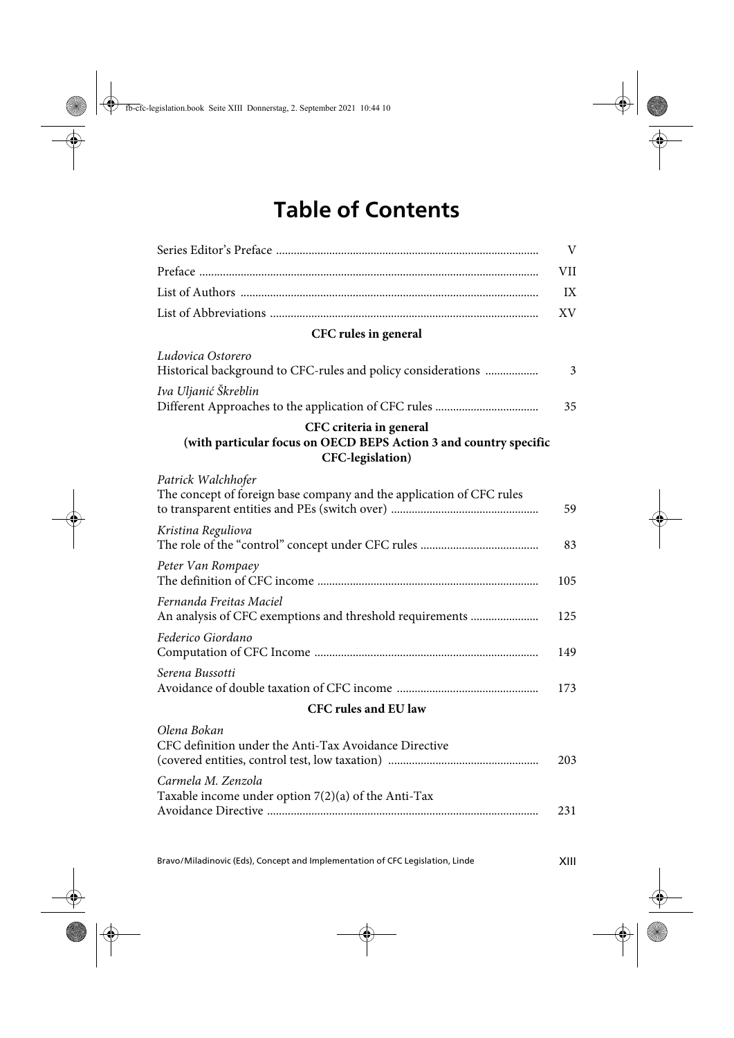# Table of Contents

| | |
|---|---|
| Series Editor's Preface | V |
| Preface | VII |
| List of Authors | IX |
| List of Abbreviations | XV |

## CFC rules in general

*Ludovica Ostorero*
Historical background to CFC-rules and policy considerations .......... 3

*Iva Uljanić Škreblin*
Different Approaches to the application of CFC rules .......... 35

## CFC criteria in general (with particular focus on OECD BEPS Action 3 and country specific CFC-legislation)

*Patrick Walchhofer*
The concept of foreign base company and the application of CFC rules to transparent entities and PEs (switch over) .......... 59

*Kristina Reguliova*
The role of the "control" concept under CFC rules .......... 83

*Peter Van Rompaey*
The definition of CFC income .......... 105

*Fernanda Freitas Maciel*
An analysis of CFC exemptions and threshold requirements .......... 125

*Federico Giordano*
Computation of CFC Income .......... 149

*Serena Bussotti*
Avoidance of double taxation of CFC income .......... 173

## CFC rules and EU law

*Olena Bokan*
CFC definition under the Anti-Tax Avoidance Directive (covered entities, control test, low taxation) .......... 203

*Carmela M. Zenzola*
Taxable income under option 7(2)(a) of the Anti-Tax Avoidance Directive .......... 231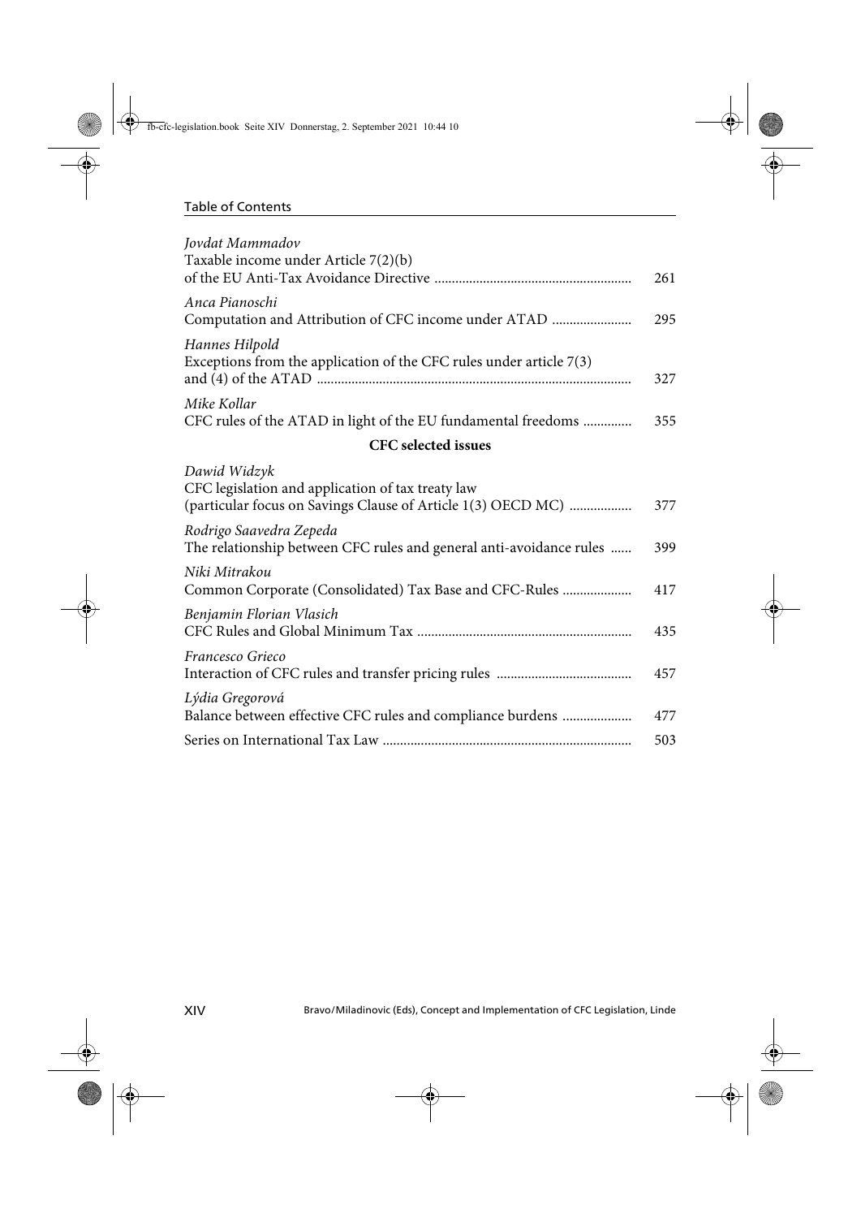*Jovdat Mammadov*
Taxable income under Article 7(2)(b) of the EU Anti-Tax Avoidance Directive ........ 261

*Anca Pianoschi*
Computation and Attribution of CFC income under ATAD ........ 295

*Hannes Hilpold*
Exceptions from the application of the CFC rules under article 7(3) and (4) of the ATAD ........ 327

*Mike Kollar*
CFC rules of the ATAD in light of the EU fundamental freedoms ........ 355

**CFC selected issues**

*Dawid Widzyk*
CFC legislation and application of tax treaty law (particular focus on Savings Clause of Article 1(3) OECD MC) ........ 377

*Rodrigo Saavedra Zepeda*
The relationship between CFC rules and general anti-avoidance rules ........ 399

*Niki Mitrakou*
Common Corporate (Consolidated) Tax Base and CFC-Rules ........ 417

*Benjamin Florian Vlasich*
CFC Rules and Global Minimum Tax ........ 435

*Francesco Grieco*
Interaction of CFC rules and transfer pricing rules ........ 457

*Lýdia Gregorová*
Balance between effective CFC rules and compliance burdens ........ 477

Series on International Tax Law ........ 503